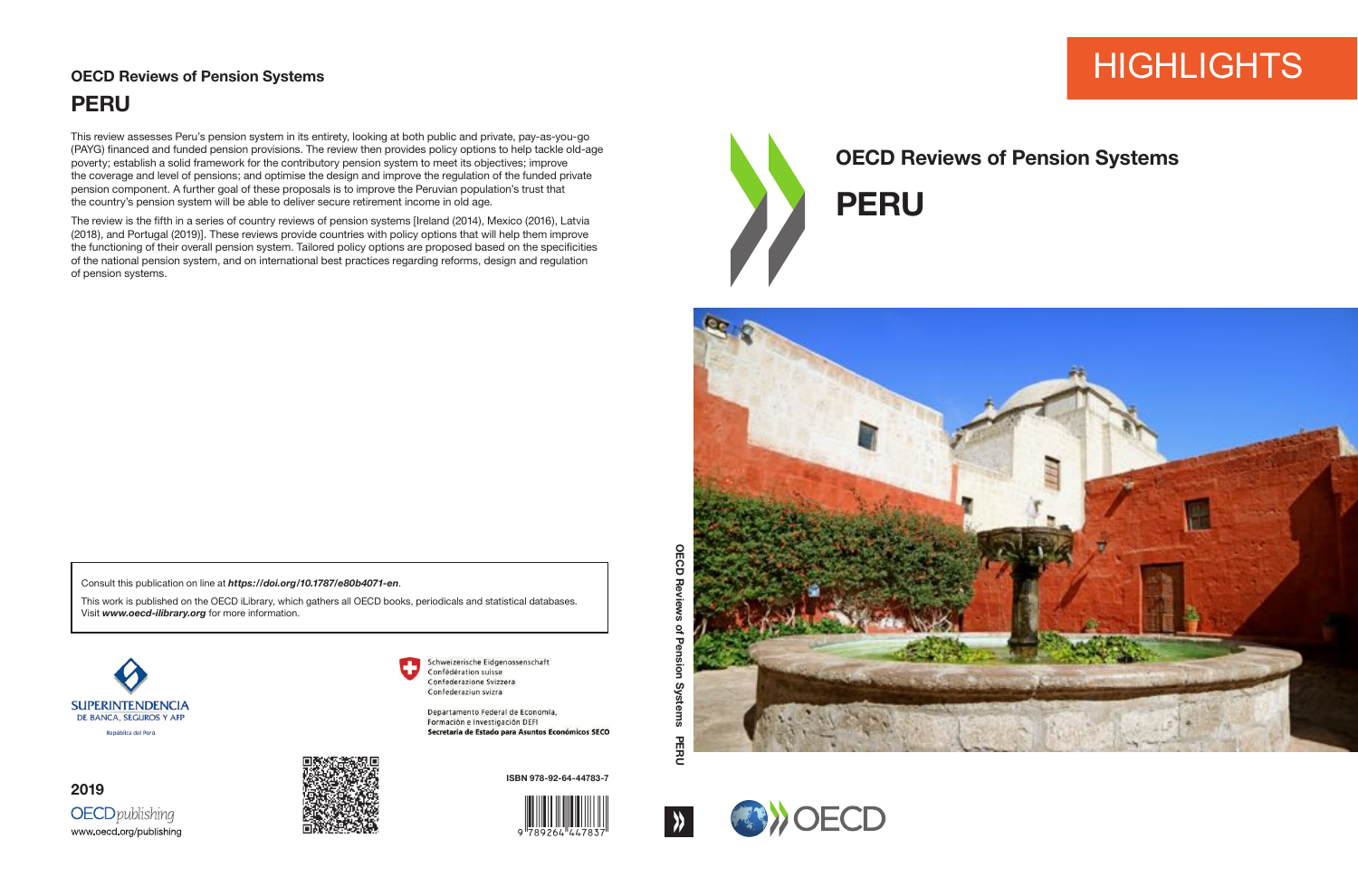# OECD Reviews of Pension Systems

# PERU

This review assesses Peru's pension system in its entirety, looking at both public and private, pay-as-you-go (PAYG) financed and funded pension provisions. The review then provides policy options to help tackle old-age poverty; establish a solid framework for the contributory pension system to meet its objectives; improve the coverage and level of pensions; and optimise the design and improve the regulation of the funded private pension component. A further goal of these proposals is to improve the Peruvian population's trust that the country's pension system will be able to deliver secure retirement income in old age.

The review is the fifth in a series of country reviews of pension systems [Ireland (2014), Mexico (2016), Latvia (2018), and Portugal (2019)]. These reviews provide countries with policy options that will help them improve the functioning of their overall pension system. Tailored policy options are proposed based on the specificities of the national pension system, and on international best practices regarding reforms, design and regulation of pension systems.

Consult this publication on line at ***https://doi.org/10.1787/e80b4071-en***.

This work is published on the OECD iLibrary, which gathers all OECD books, periodicals and statistical databases. Visit ***www.oecd-ilibrary.org*** for more information.

SUPERINTENDENCIA DE BANCA, SEGUROS Y AFP
República del Perú

Schweizerische Eidgenossenschaft
Confédération suisse
Confederazione Svizzera
Confederaziun svizra

Departamento Federal de Economía, Formación e Investigación DEFI
**Secretaría de Estado para Asuntos Económicos SECO**

**2019**

OECD*publishing*
www.oecd.org/publishing

**ISBN 978-92-64-44783-7**

9 789264 447837

OECD Reviews of Pension Systems PERU

HIGHLIGHTS

**OECD Reviews of Pension Systems**

**PERU**

OECD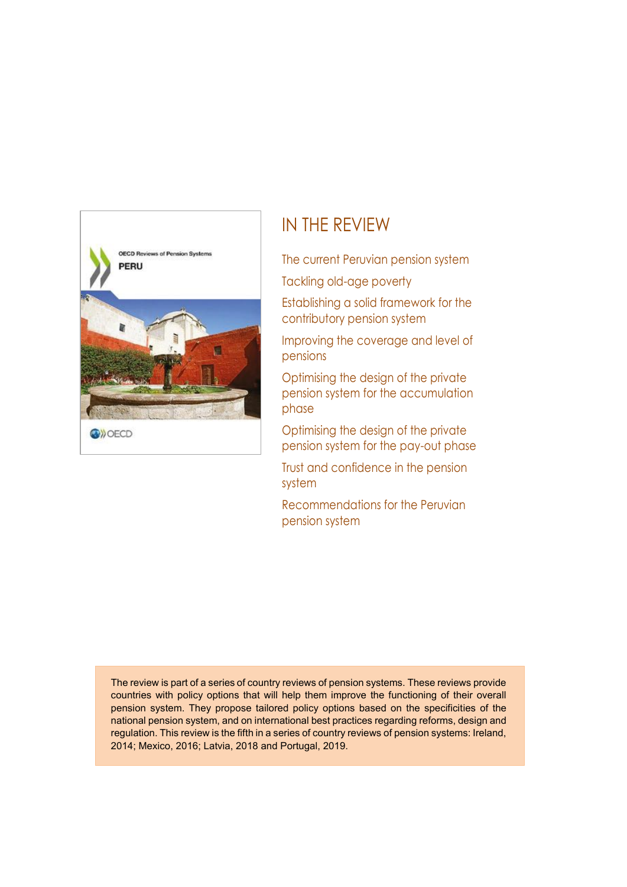## IN THE REVIEW

The current Peruvian pension system

Tackling old-age poverty

Establishing a solid framework for the contributory pension system

Improving the coverage and level of pensions

Optimising the design of the private pension system for the accumulation phase

Optimising the design of the private pension system for the pay-out phase

Trust and confidence in the pension system

Recommendations for the Peruvian pension system

The review is part of a series of country reviews of pension systems. These reviews provide countries with policy options that will help them improve the functioning of their overall pension system. They propose tailored policy options based on the specificities of the national pension system, and on international best practices regarding reforms, design and regulation. This review is the fifth in a series of country reviews of pension systems: Ireland, 2014; Mexico, 2016; Latvia, 2018 and Portugal, 2019.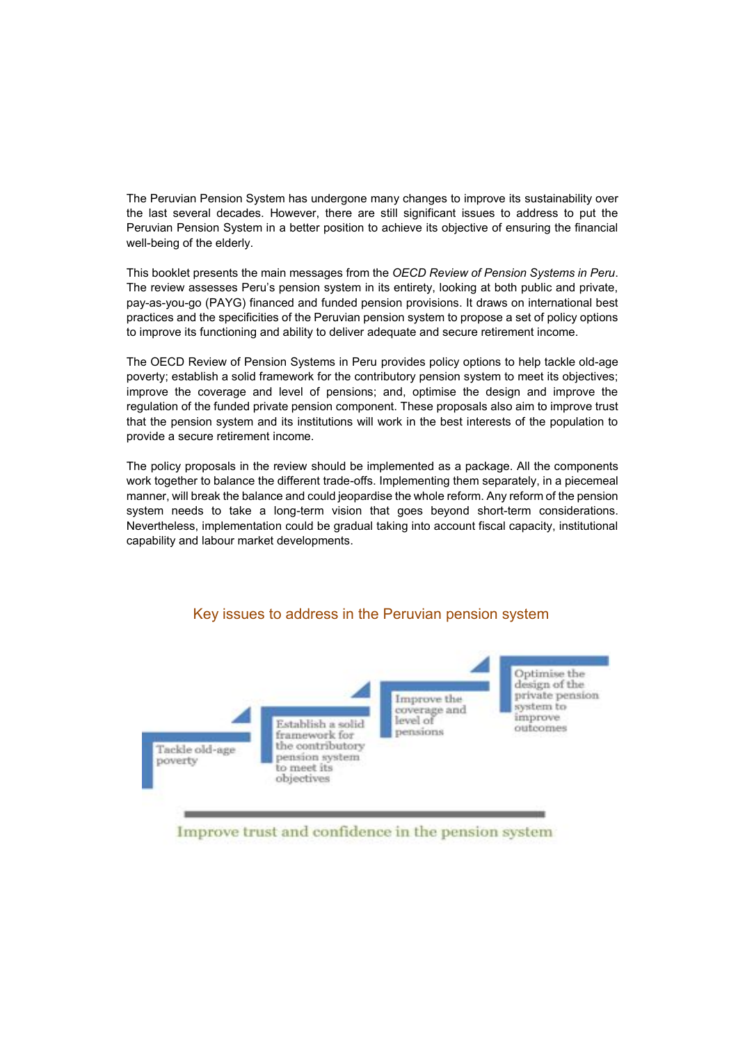The Peruvian Pension System has undergone many changes to improve its sustainability over the last several decades. However, there are still significant issues to address to put the Peruvian Pension System in a better position to achieve its objective of ensuring the financial well-being of the elderly.

This booklet presents the main messages from the *OECD Review of Pension Systems in Peru*. The review assesses Peru's pension system in its entirety, looking at both public and private, pay-as-you-go (PAYG) financed and funded pension provisions. It draws on international best practices and the specificities of the Peruvian pension system to propose a set of policy options to improve its functioning and ability to deliver adequate and secure retirement income.

The OECD Review of Pension Systems in Peru provides policy options to help tackle old-age poverty; establish a solid framework for the contributory pension system to meet its objectives; improve the coverage and level of pensions; and, optimise the design and improve the regulation of the funded private pension component. These proposals also aim to improve trust that the pension system and its institutions will work in the best interests of the population to provide a secure retirement income.

The policy proposals in the review should be implemented as a package. All the components work together to balance the different trade-offs. Implementing them separately, in a piecemeal manner, will break the balance and could jeopardise the whole reform. Any reform of the pension system needs to take a long-term vision that goes beyond short-term considerations. Nevertheless, implementation could be gradual taking into account fiscal capacity, institutional capability and labour market developments.

## Key issues to address in the Peruvian pension system

- Tackle old-age poverty
- Establish a solid framework for the contributory pension system to meet its objectives
- Improve the coverage and level of pensions
- Optimise the design of the private pension system to improve outcomes

Improve trust and confidence in the pension system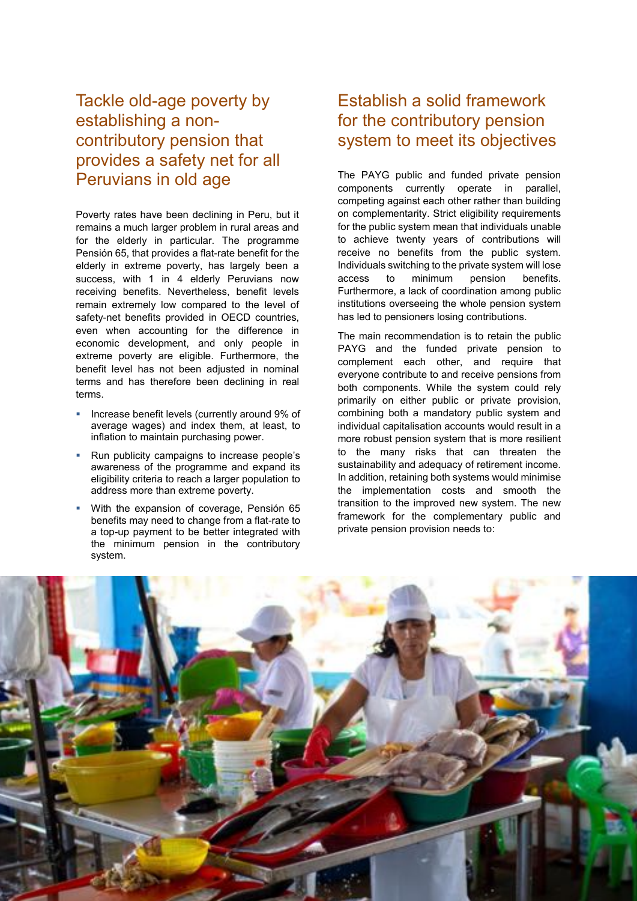## Tackle old-age poverty by establishing a non-contributory pension that provides a safety net for all Peruvians in old age

Poverty rates have been declining in Peru, but it remains a much larger problem in rural areas and for the elderly in particular. The programme Pensión 65, that provides a flat-rate benefit for the elderly in extreme poverty, has largely been a success, with 1 in 4 elderly Peruvians now receiving benefits. Nevertheless, benefit levels remain extremely low compared to the level of safety-net benefits provided in OECD countries, even when accounting for the difference in economic development, and only people in extreme poverty are eligible. Furthermore, the benefit level has not been adjusted in nominal terms and has therefore been declining in real terms.

- Increase benefit levels (currently around 9% of average wages) and index them, at least, to inflation to maintain purchasing power.
- Run publicity campaigns to increase people's awareness of the programme and expand its eligibility criteria to reach a larger population to address more than extreme poverty.
- With the expansion of coverage, Pensión 65 benefits may need to change from a flat-rate to a top-up payment to be better integrated with the minimum pension in the contributory system.

## Establish a solid framework for the contributory pension system to meet its objectives

The PAYG public and funded private pension components currently operate in parallel, competing against each other rather than building on complementarity. Strict eligibility requirements for the public system mean that individuals unable to achieve twenty years of contributions will receive no benefits from the public system. Individuals switching to the private system will lose access to minimum pension benefits. Furthermore, a lack of coordination among public institutions overseeing the whole pension system has led to pensioners losing contributions.

The main recommendation is to retain the public PAYG and the funded private pension to complement each other, and require that everyone contribute to and receive pensions from both components. While the system could rely primarily on either public or private provision, combining both a mandatory public system and individual capitalisation accounts would result in a more robust pension system that is more resilient to the many risks that can threaten the sustainability and adequacy of retirement income. In addition, retaining both systems would minimise the implementation costs and smooth the transition to the improved new system. The new framework for the complementary public and private pension provision needs to: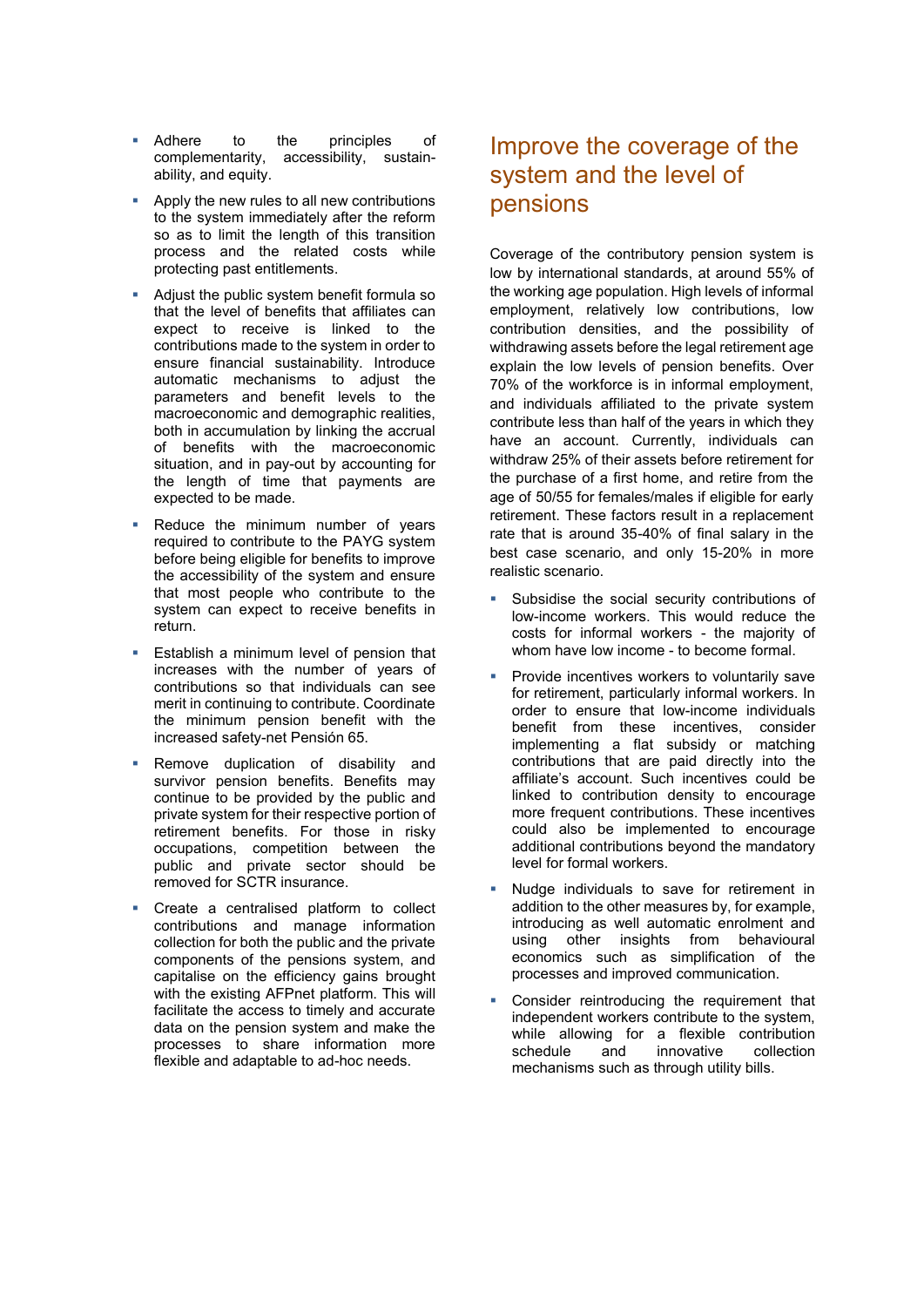- Adhere to the principles of complementarity, accessibility, sustain-ability, and equity.
- Apply the new rules to all new contributions to the system immediately after the reform so as to limit the length of this transition process and the related costs while protecting past entitlements.
- Adjust the public system benefit formula so that the level of benefits that affiliates can expect to receive is linked to the contributions made to the system in order to ensure financial sustainability. Introduce automatic mechanisms to adjust the parameters and benefit levels to the macroeconomic and demographic realities, both in accumulation by linking the accrual of benefits with the macroeconomic situation, and in pay-out by accounting for the length of time that payments are expected to be made.
- Reduce the minimum number of years required to contribute to the PAYG system before being eligible for benefits to improve the accessibility of the system and ensure that most people who contribute to the system can expect to receive benefits in return.
- Establish a minimum level of pension that increases with the number of years of contributions so that individuals can see merit in continuing to contribute. Coordinate the minimum pension benefit with the increased safety-net Pensión 65.
- Remove duplication of disability and survivor pension benefits. Benefits may continue to be provided by the public and private system for their respective portion of retirement benefits. For those in risky occupations, competition between the public and private sector should be removed for SCTR insurance.
- Create a centralised platform to collect contributions and manage information collection for both the public and the private components of the pensions system, and capitalise on the efficiency gains brought with the existing AFPnet platform. This will facilitate the access to timely and accurate data on the pension system and make the processes to share information more flexible and adaptable to ad-hoc needs.

## Improve the coverage of the system and the level of pensions

Coverage of the contributory pension system is low by international standards, at around 55% of the working age population. High levels of informal employment, relatively low contributions, low contribution densities, and the possibility of withdrawing assets before the legal retirement age explain the low levels of pension benefits. Over 70% of the workforce is in informal employment, and individuals affiliated to the private system contribute less than half of the years in which they have an account. Currently, individuals can withdraw 25% of their assets before retirement for the purchase of a first home, and retire from the age of 50/55 for females/males if eligible for early retirement. These factors result in a replacement rate that is around 35-40% of final salary in the best case scenario, and only 15-20% in more realistic scenario.

- Subsidise the social security contributions of low-income workers. This would reduce the costs for informal workers - the majority of whom have low income - to become formal.
- Provide incentives workers to voluntarily save for retirement, particularly informal workers. In order to ensure that low-income individuals benefit from these incentives, consider implementing a flat subsidy or matching contributions that are paid directly into the affiliate's account. Such incentives could be linked to contribution density to encourage more frequent contributions. These incentives could also be implemented to encourage additional contributions beyond the mandatory level for formal workers.
- Nudge individuals to save for retirement in addition to the other measures by, for example, introducing as well automatic enrolment and using other insights from behavioural economics such as simplification of the processes and improved communication.
- Consider reintroducing the requirement that independent workers contribute to the system, while allowing for a flexible contribution schedule and innovative collection mechanisms such as through utility bills.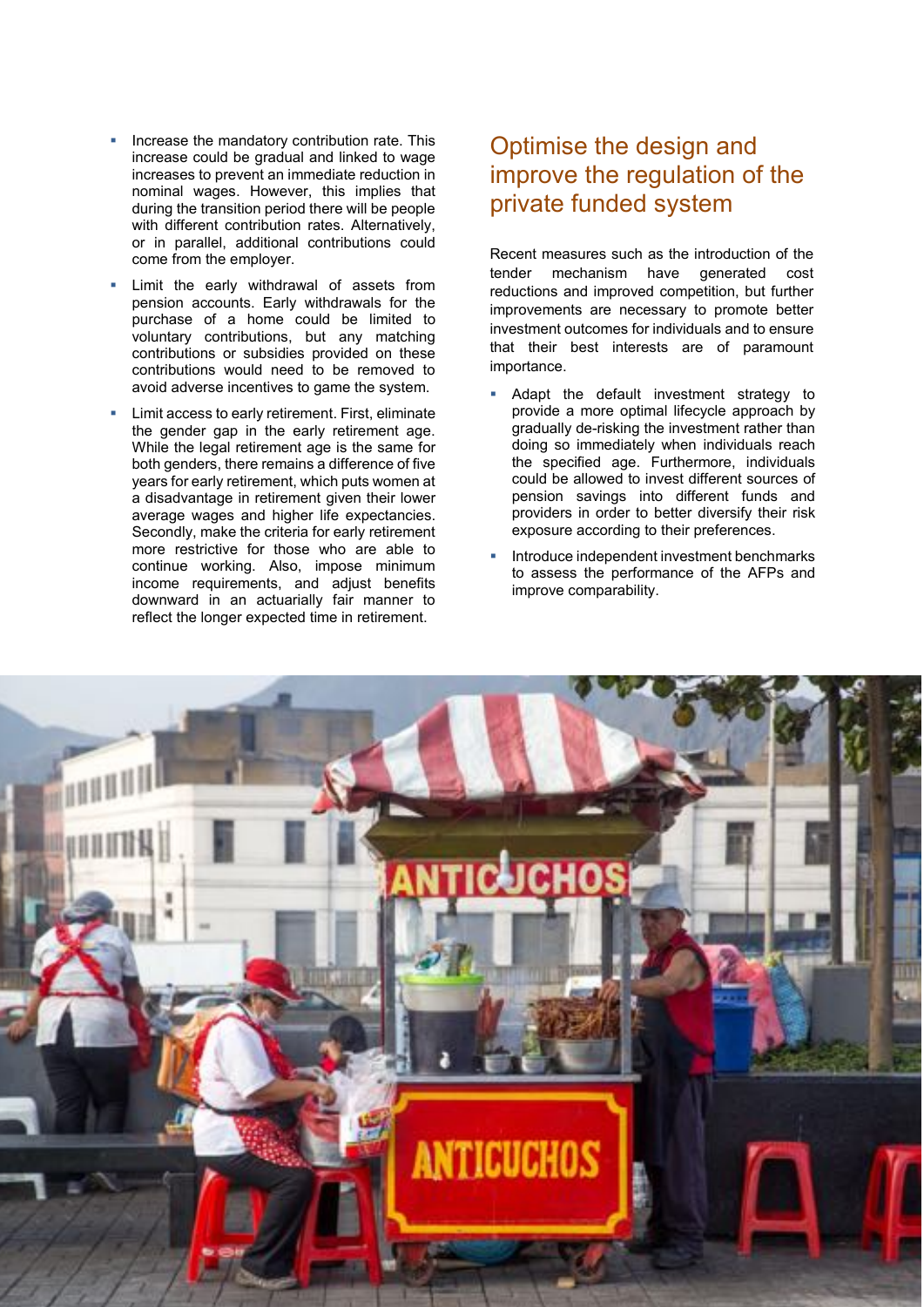- Increase the mandatory contribution rate. This increase could be gradual and linked to wage increases to prevent an immediate reduction in nominal wages. However, this implies that during the transition period there will be people with different contribution rates. Alternatively, or in parallel, additional contributions could come from the employer.
- Limit the early withdrawal of assets from pension accounts. Early withdrawals for the purchase of a home could be limited to voluntary contributions, but any matching contributions or subsidies provided on these contributions would need to be removed to avoid adverse incentives to game the system.
- Limit access to early retirement. First, eliminate the gender gap in the early retirement age. While the legal retirement age is the same for both genders, there remains a difference of five years for early retirement, which puts women at a disadvantage in retirement given their lower average wages and higher life expectancies. Secondly, make the criteria for early retirement more restrictive for those who are able to continue working. Also, impose minimum income requirements, and adjust benefits downward in an actuarially fair manner to reflect the longer expected time in retirement.

## Optimise the design and improve the regulation of the private funded system

Recent measures such as the introduction of the tender mechanism have generated cost reductions and improved competition, but further improvements are necessary to promote better investment outcomes for individuals and to ensure that their best interests are of paramount importance.

- Adapt the default investment strategy to provide a more optimal lifecycle approach by gradually de-risking the investment rather than doing so immediately when individuals reach the specified age. Furthermore, individuals could be allowed to invest different sources of pension savings into different funds and providers in order to better diversify their risk exposure according to their preferences.
- Introduce independent investment benchmarks to assess the performance of the AFPs and improve comparability.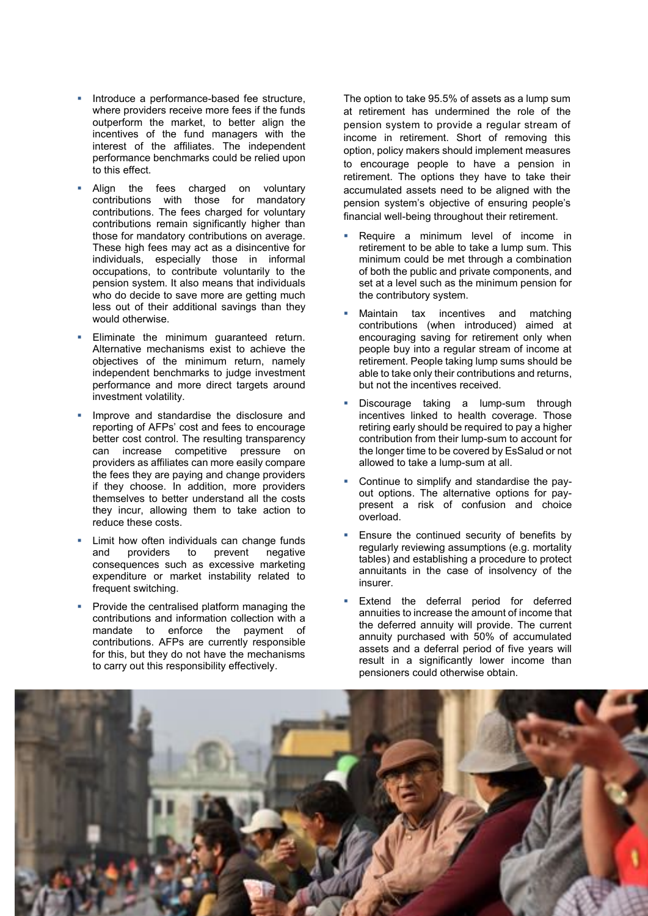- Introduce a performance-based fee structure, where providers receive more fees if the funds outperform the market, to better align the incentives of the fund managers with the interest of the affiliates. The independent performance benchmarks could be relied upon to this effect.
- Align the fees charged on voluntary contributions with those for mandatory contributions. The fees charged for voluntary contributions remain significantly higher than those for mandatory contributions on average. These high fees may act as a disincentive for individuals, especially those in informal occupations, to contribute voluntarily to the pension system. It also means that individuals who do decide to save more are getting much less out of their additional savings than they would otherwise.
- Eliminate the minimum guaranteed return. Alternative mechanisms exist to achieve the objectives of the minimum return, namely independent benchmarks to judge investment performance and more direct targets around investment volatility.
- Improve and standardise the disclosure and reporting of AFPs' cost and fees to encourage better cost control. The resulting transparency can increase competitive pressure on providers as affiliates can more easily compare the fees they are paying and change providers if they choose. In addition, more providers themselves to better understand all the costs they incur, allowing them to take action to reduce these costs.
- Limit how often individuals can change funds and providers to prevent negative consequences such as excessive marketing expenditure or market instability related to frequent switching.
- Provide the centralised platform managing the contributions and information collection with a mandate to enforce the payment of contributions. AFPs are currently responsible for this, but they do not have the mechanisms to carry out this responsibility effectively.

The option to take 95.5% of assets as a lump sum at retirement has undermined the role of the pension system to provide a regular stream of income in retirement. Short of removing this option, policy makers should implement measures to encourage people to have a pension in retirement. The options they have to take their accumulated assets need to be aligned with the pension system's objective of ensuring people's financial well-being throughout their retirement.

- Require a minimum level of income in retirement to be able to take a lump sum. This minimum could be met through a combination of both the public and private components, and set at a level such as the minimum pension for the contributory system.
- Maintain tax incentives and matching contributions (when introduced) aimed at encouraging saving for retirement only when people buy into a regular stream of income at retirement. People taking lump sums should be able to take only their contributions and returns, but not the incentives received.
- Discourage taking a lump-sum through incentives linked to health coverage. Those retiring early should be required to pay a higher contribution from their lump-sum to account for the longer time to be covered by EsSalud or not allowed to take a lump-sum at all.
- Continue to simplify and standardise the pay-out options. The alternative options for pay-present a risk of confusion and choice overload.
- Ensure the continued security of benefits by regularly reviewing assumptions (e.g. mortality tables) and establishing a procedure to protect annuitants in the case of insolvency of the insurer.
- Extend the deferral period for deferred annuities to increase the amount of income that the deferred annuity will provide. The current annuity purchased with 50% of accumulated assets and a deferral period of five years will result in a significantly lower income than pensioners could otherwise obtain.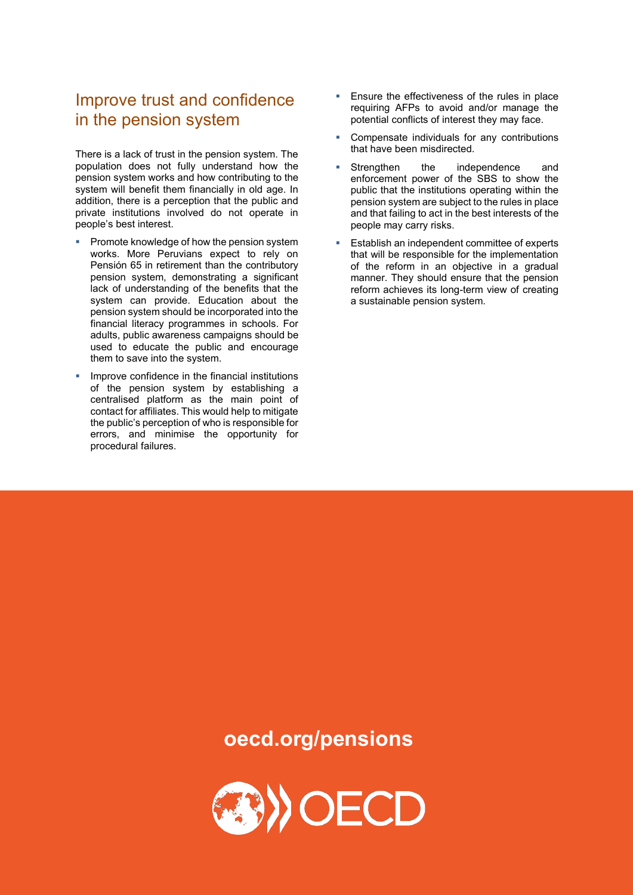## Improve trust and confidence in the pension system

There is a lack of trust in the pension system. The population does not fully understand how the pension system works and how contributing to the system will benefit them financially in old age. In addition, there is a perception that the public and private institutions involved do not operate in people's best interest.

- Promote knowledge of how the pension system works. More Peruvians expect to rely on Pensión 65 in retirement than the contributory pension system, demonstrating a significant lack of understanding of the benefits that the system can provide. Education about the pension system should be incorporated into the financial literacy programmes in schools. For adults, public awareness campaigns should be used to educate the public and encourage them to save into the system.
- Improve confidence in the financial institutions of the pension system by establishing a centralised platform as the main point of contact for affiliates. This would help to mitigate the public's perception of who is responsible for errors, and minimise the opportunity for procedural failures.
- Ensure the effectiveness of the rules in place requiring AFPs to avoid and/or manage the potential conflicts of interest they may face.
- Compensate individuals for any contributions that have been misdirected.
- Strengthen the independence and enforcement power of the SBS to show the public that the institutions operating within the pension system are subject to the rules in place and that failing to act in the best interests of the people may carry risks.
- Establish an independent committee of experts that will be responsible for the implementation of the reform in an objective in a gradual manner. They should ensure that the pension reform achieves its long-term view of creating a sustainable pension system.

**oecd.org/pensions**

OECD